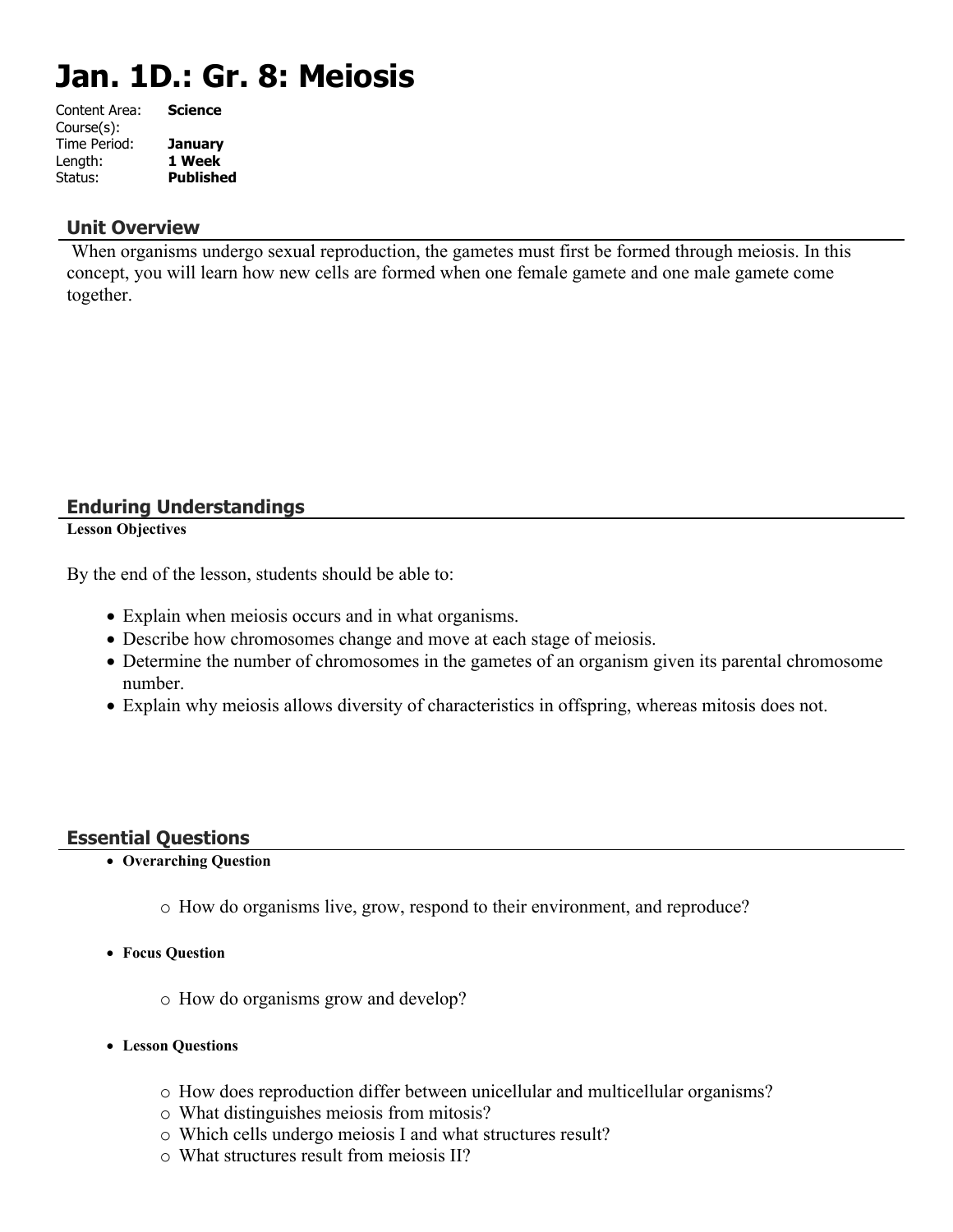# Jan. 1D.: Gr. 8: Meiosis

Content Area: **Science**
Course(s):
Time Period: **January**
Length: **1 Week**
Status: **Published**

## Unit Overview

When organisms undergo sexual reproduction, the gametes must first be formed through meiosis. In this concept, you will learn how new cells are formed when one female gamete and one male gamete come together.

## Enduring Understandings

**Lesson Objectives**

By the end of the lesson, students should be able to:

- Explain when meiosis occurs and in what organisms.
- Describe how chromosomes change and move at each stage of meiosis.
- Determine the number of chromosomes in the gametes of an organism given its parental chromosome number.
- Explain why meiosis allows diversity of characteristics in offspring, whereas mitosis does not.

## Essential Questions

- **Overarching Question**
  - How do organisms live, grow, respond to their environment, and reproduce?
- **Focus Question**
  - How do organisms grow and develop?
- **Lesson Questions**
  - How does reproduction differ between unicellular and multicellular organisms?
  - What distinguishes meiosis from mitosis?
  - Which cells undergo meiosis I and what structures result?
  - What structures result from meiosis II?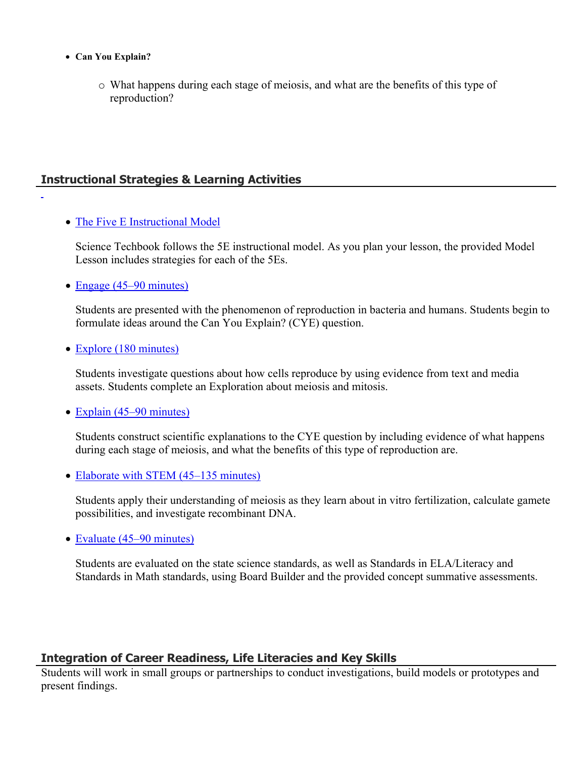- **Can You Explain?**
    - What happens during each stage of meiosis, and what are the benefits of this type of reproduction?

## Instructional Strategies & Learning Activities

- [The Five E Instructional Model]()

  Science Techbook follows the 5E instructional model. As you plan your lesson, the provided Model Lesson includes strategies for each of the 5Es.

- [Engage (45–90 minutes)]()

  Students are presented with the phenomenon of reproduction in bacteria and humans. Students begin to formulate ideas around the Can You Explain? (CYE) question.

- [Explore (180 minutes)]()

  Students investigate questions about how cells reproduce by using evidence from text and media assets. Students complete an Exploration about meiosis and mitosis.

- [Explain (45–90 minutes)]()

  Students construct scientific explanations to the CYE question by including evidence of what happens during each stage of meiosis, and what the benefits of this type of reproduction are.

- [Elaborate with STEM (45–135 minutes)]()

  Students apply their understanding of meiosis as they learn about in vitro fertilization, calculate gamete possibilities, and investigate recombinant DNA.

- [Evaluate (45–90 minutes)]()

  Students are evaluated on the state science standards, as well as Standards in ELA/Literacy and Standards in Math standards, using Board Builder and the provided concept summative assessments.

## Integration of Career Readiness, Life Literacies and Key Skills

Students will work in small groups or partnerships to conduct investigations, build models or prototypes and present findings.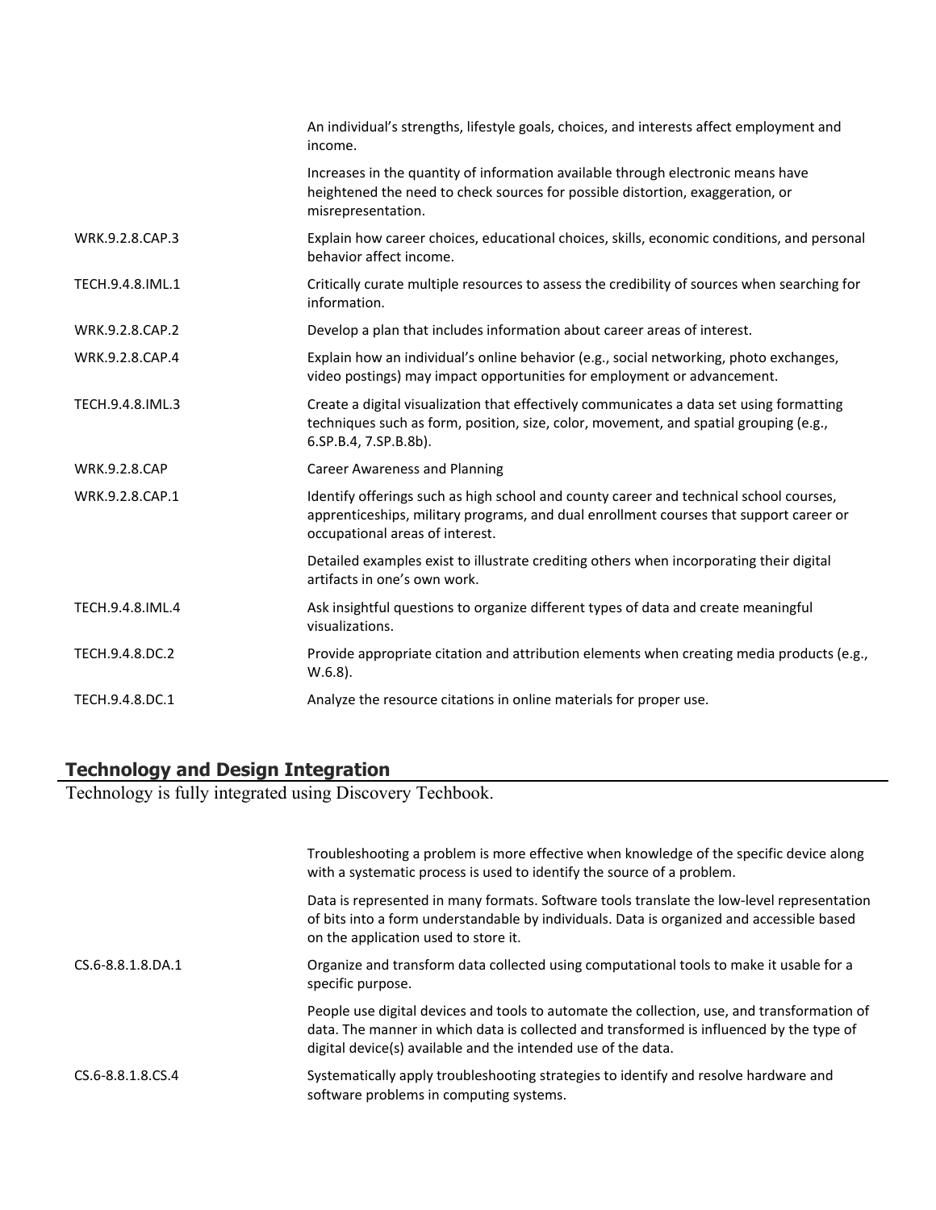| | |
|---|---|
| | An individual’s strengths, lifestyle goals, choices, and interests affect employment and income. |
| | Increases in the quantity of information available through electronic means have heightened the need to check sources for possible distortion, exaggeration, or misrepresentation. |
| WRK.9.2.8.CAP.3 | Explain how career choices, educational choices, skills, economic conditions, and personal behavior affect income. |
| TECH.9.4.8.IML.1 | Critically curate multiple resources to assess the credibility of sources when searching for information. |
| WRK.9.2.8.CAP.2 | Develop a plan that includes information about career areas of interest. |
| WRK.9.2.8.CAP.4 | Explain how an individual’s online behavior (e.g., social networking, photo exchanges, video postings) may impact opportunities for employment or advancement. |
| TECH.9.4.8.IML.3 | Create a digital visualization that effectively communicates a data set using formatting techniques such as form, position, size, color, movement, and spatial grouping (e.g., 6.SP.B.4, 7.SP.B.8b). |
| WRK.9.2.8.CAP | Career Awareness and Planning |
| WRK.9.2.8.CAP.1 | Identify offerings such as high school and county career and technical school courses, apprenticeships, military programs, and dual enrollment courses that support career or occupational areas of interest. |
| | Detailed examples exist to illustrate crediting others when incorporating their digital artifacts in one’s own work. |
| TECH.9.4.8.IML.4 | Ask insightful questions to organize different types of data and create meaningful visualizations. |
| TECH.9.4.8.DC.2 | Provide appropriate citation and attribution elements when creating media products (e.g., W.6.8). |
| TECH.9.4.8.DC.1 | Analyze the resource citations in online materials for proper use. |

## Technology and Design Integration

Technology is fully integrated using Discovery Techbook.

| | |
|---|---|
| | Troubleshooting a problem is more effective when knowledge of the specific device along with a systematic process is used to identify the source of a problem. |
| | Data is represented in many formats. Software tools translate the low-level representation of bits into a form understandable by individuals. Data is organized and accessible based on the application used to store it. |
| CS.6-8.8.1.8.DA.1 | Organize and transform data collected using computational tools to make it usable for a specific purpose. |
| | People use digital devices and tools to automate the collection, use, and transformation of data. The manner in which data is collected and transformed is influenced by the type of digital device(s) available and the intended use of the data. |
| CS.6-8.8.1.8.CS.4 | Systematically apply troubleshooting strategies to identify and resolve hardware and software problems in computing systems. |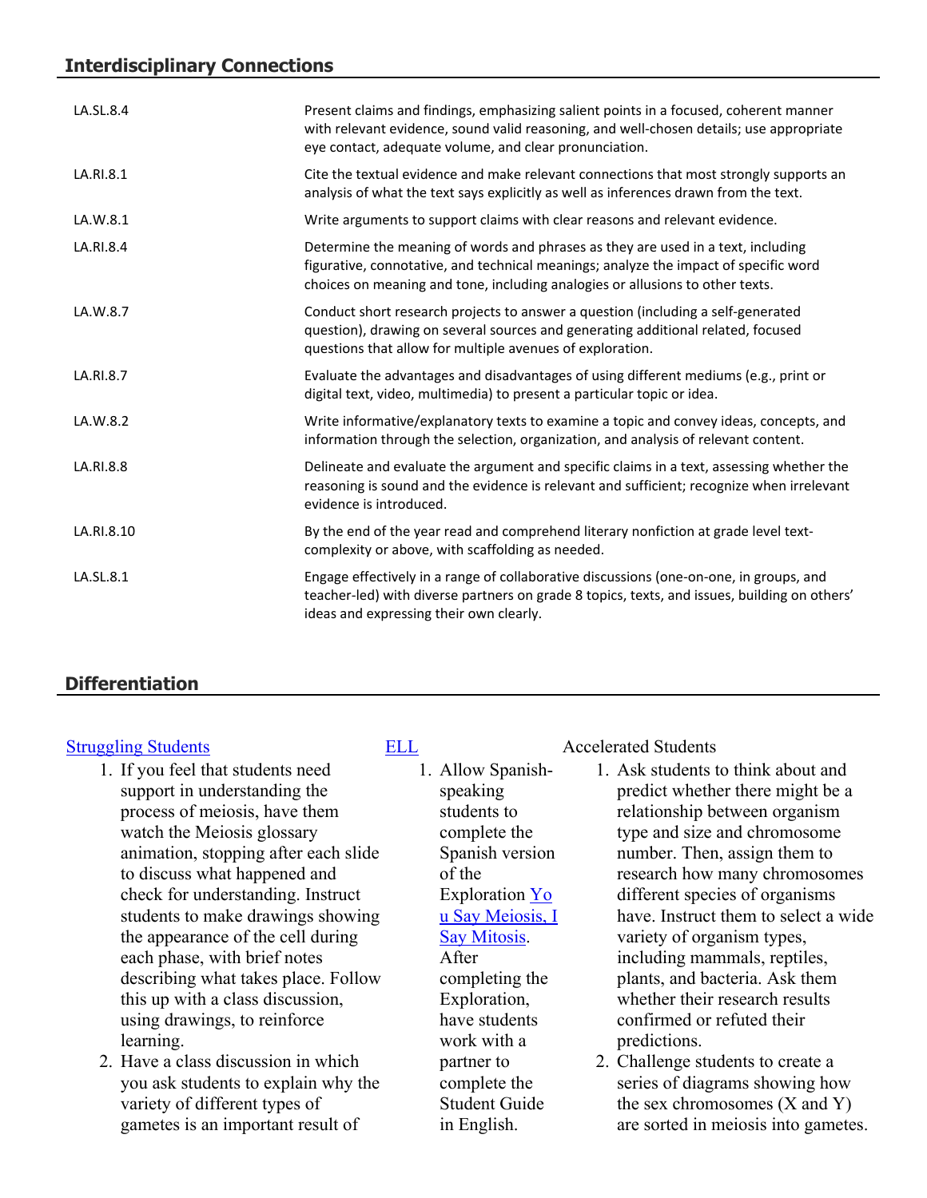## Interdisciplinary Connections

| | |
|---|---|
| LA.SL.8.4 | Present claims and findings, emphasizing salient points in a focused, coherent manner with relevant evidence, sound valid reasoning, and well-chosen details; use appropriate eye contact, adequate volume, and clear pronunciation. |
| LA.RI.8.1 | Cite the textual evidence and make relevant connections that most strongly supports an analysis of what the text says explicitly as well as inferences drawn from the text. |
| LA.W.8.1 | Write arguments to support claims with clear reasons and relevant evidence. |
| LA.RI.8.4 | Determine the meaning of words and phrases as they are used in a text, including figurative, connotative, and technical meanings; analyze the impact of specific word choices on meaning and tone, including analogies or allusions to other texts. |
| LA.W.8.7 | Conduct short research projects to answer a question (including a self-generated question), drawing on several sources and generating additional related, focused questions that allow for multiple avenues of exploration. |
| LA.RI.8.7 | Evaluate the advantages and disadvantages of using different mediums (e.g., print or digital text, video, multimedia) to present a particular topic or idea. |
| LA.W.8.2 | Write informative/explanatory texts to examine a topic and convey ideas, concepts, and information through the selection, organization, and analysis of relevant content. |
| LA.RI.8.8 | Delineate and evaluate the argument and specific claims in a text, assessing whether the reasoning is sound and the evidence is relevant and sufficient; recognize when irrelevant evidence is introduced. |
| LA.RI.8.10 | By the end of the year read and comprehend literary nonfiction at grade level text-complexity or above, with scaffolding as needed. |
| LA.SL.8.1 | Engage effectively in a range of collaborative discussions (one-on-one, in groups, and teacher-led) with diverse partners on grade 8 topics, texts, and issues, building on others' ideas and expressing their own clearly. |

## Differentiation

Struggling Students

1. If you feel that students need support in understanding the process of meiosis, have them watch the Meiosis glossary animation, stopping after each slide to discuss what happened and check for understanding. Instruct students to make drawings showing the appearance of the cell during each phase, with brief notes describing what takes place. Follow this up with a class discussion, using drawings, to reinforce learning.
2. Have a class discussion in which you ask students to explain why the variety of different types of gametes is an important result of

ELL

1. Allow Spanish-speaking students to complete the Spanish version of the Exploration You Say Meiosis, I Say Mitosis. After completing the Exploration, have students work with a partner to complete the Student Guide in English.

Accelerated Students

1. Ask students to think about and predict whether there might be a relationship between organism type and size and chromosome number. Then, assign them to research how many chromosomes different species of organisms have. Instruct them to select a wide variety of organism types, including mammals, reptiles, plants, and bacteria. Ask them whether their research results confirmed or refuted their predictions.
2. Challenge students to create a series of diagrams showing how the sex chromosomes (X and Y) are sorted in meiosis into gametes.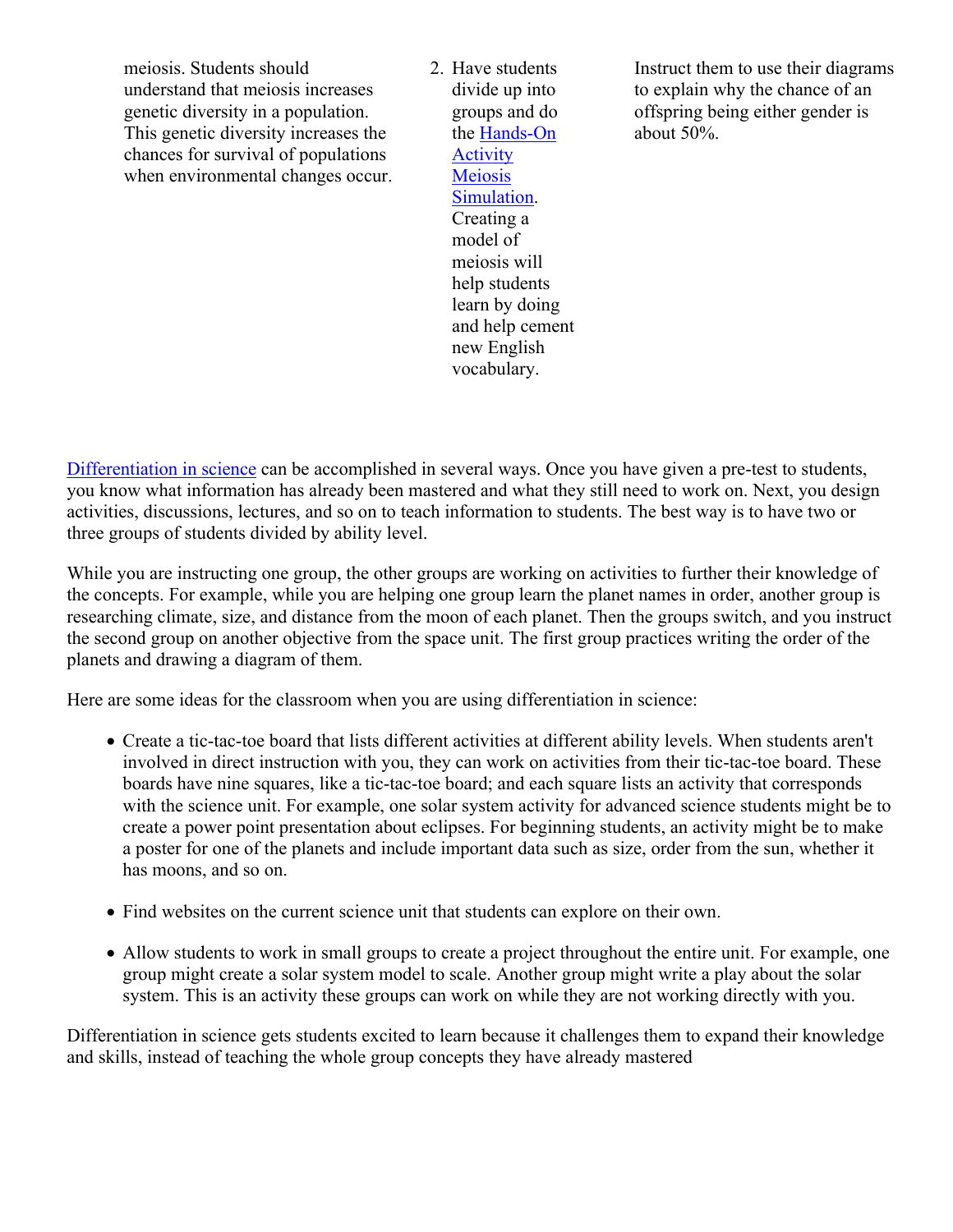| | | |
|---|---|---|
| meiosis. Students should understand that meiosis increases genetic diversity in a population. This genetic diversity increases the chances for survival of populations when environmental changes occur. | 2. Have students divide up into groups and do the Hands-On Activity Meiosis Simulation. Creating a model of meiosis will help students learn by doing and help cement new English vocabulary. | Instruct them to use their diagrams to explain why the chance of an offspring being either gender is about 50%. |

Differentiation in science can be accomplished in several ways. Once you have given a pre-test to students, you know what information has already been mastered and what they still need to work on. Next, you design activities, discussions, lectures, and so on to teach information to students. The best way is to have two or three groups of students divided by ability level.

While you are instructing one group, the other groups are working on activities to further their knowledge of the concepts. For example, while you are helping one group learn the planet names in order, another group is researching climate, size, and distance from the moon of each planet. Then the groups switch, and you instruct the second group on another objective from the space unit. The first group practices writing the order of the planets and drawing a diagram of them.

Here are some ideas for the classroom when you are using differentiation in science:

- Create a tic-tac-toe board that lists different activities at different ability levels. When students aren't involved in direct instruction with you, they can work on activities from their tic-tac-toe board. These boards have nine squares, like a tic-tac-toe board; and each square lists an activity that corresponds with the science unit. For example, one solar system activity for advanced science students might be to create a power point presentation about eclipses. For beginning students, an activity might be to make a poster for one of the planets and include important data such as size, order from the sun, whether it has moons, and so on.
- Find websites on the current science unit that students can explore on their own.
- Allow students to work in small groups to create a project throughout the entire unit. For example, one group might create a solar system model to scale. Another group might write a play about the solar system. This is an activity these groups can work on while they are not working directly with you.

Differentiation in science gets students excited to learn because it challenges them to expand their knowledge and skills, instead of teaching the whole group concepts they have already mastered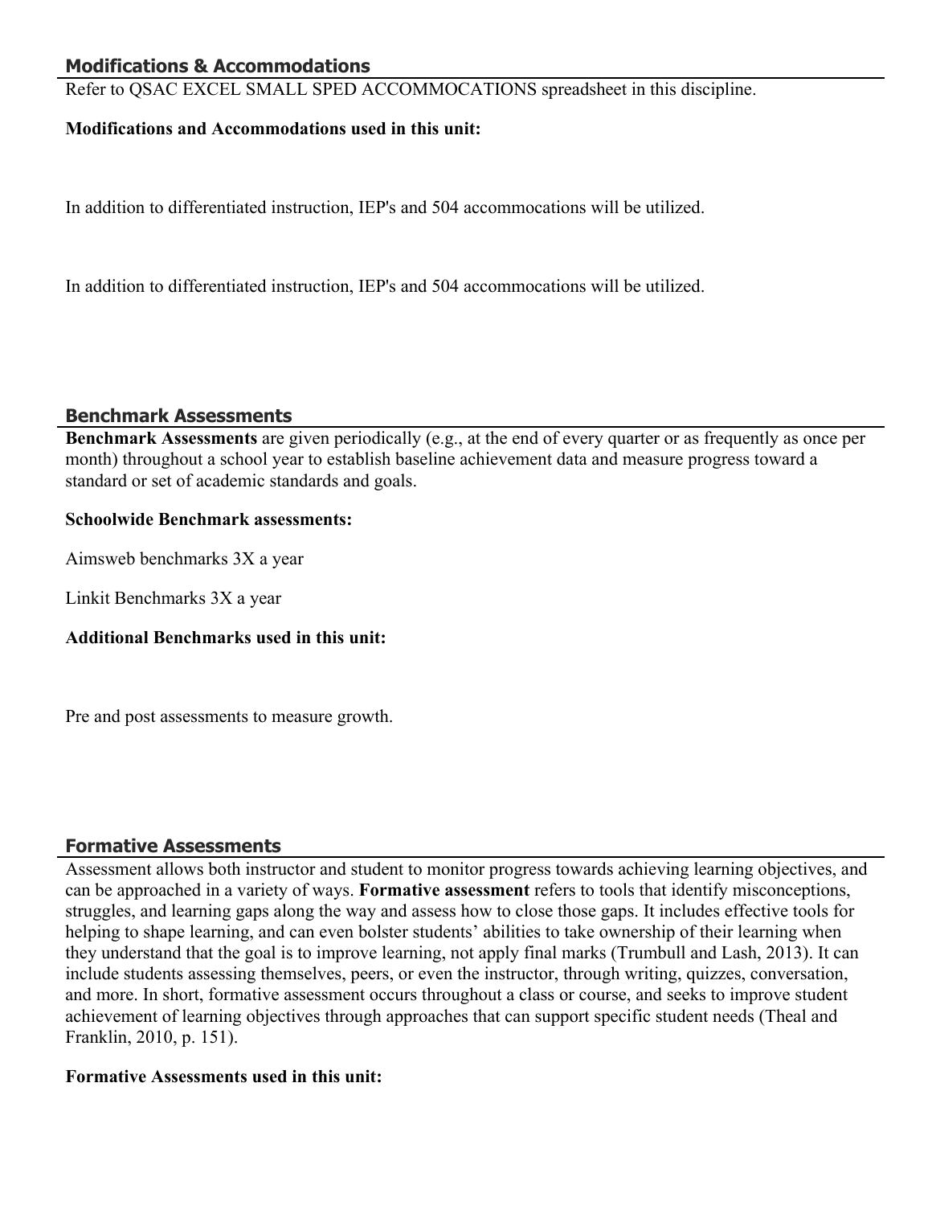## Modifications & Accommodations

Refer to QSAC EXCEL SMALL SPED ACCOMMOCATIONS spreadsheet in this discipline.

**Modifications and Accommodations used in this unit:**

In addition to differentiated instruction, IEP's and 504 accommocations will be utilized.

In addition to differentiated instruction, IEP's and 504 accommocations will be utilized.

## Benchmark Assessments

**Benchmark Assessments** are given periodically (e.g., at the end of every quarter or as frequently as once per month) throughout a school year to establish baseline achievement data and measure progress toward a standard or set of academic standards and goals.

**Schoolwide Benchmark assessments:**

Aimsweb benchmarks 3X a year

Linkit Benchmarks 3X a year

**Additional Benchmarks used in this unit:**

Pre and post assessments to measure growth.

## Formative Assessments

Assessment allows both instructor and student to monitor progress towards achieving learning objectives, and can be approached in a variety of ways. **Formative assessment** refers to tools that identify misconceptions, struggles, and learning gaps along the way and assess how to close those gaps. It includes effective tools for helping to shape learning, and can even bolster students' abilities to take ownership of their learning when they understand that the goal is to improve learning, not apply final marks (Trumbull and Lash, 2013). It can include students assessing themselves, peers, or even the instructor, through writing, quizzes, conversation, and more. In short, formative assessment occurs throughout a class or course, and seeks to improve student achievement of learning objectives through approaches that can support specific student needs (Theal and Franklin, 2010, p. 151).

**Formative Assessments used in this unit:**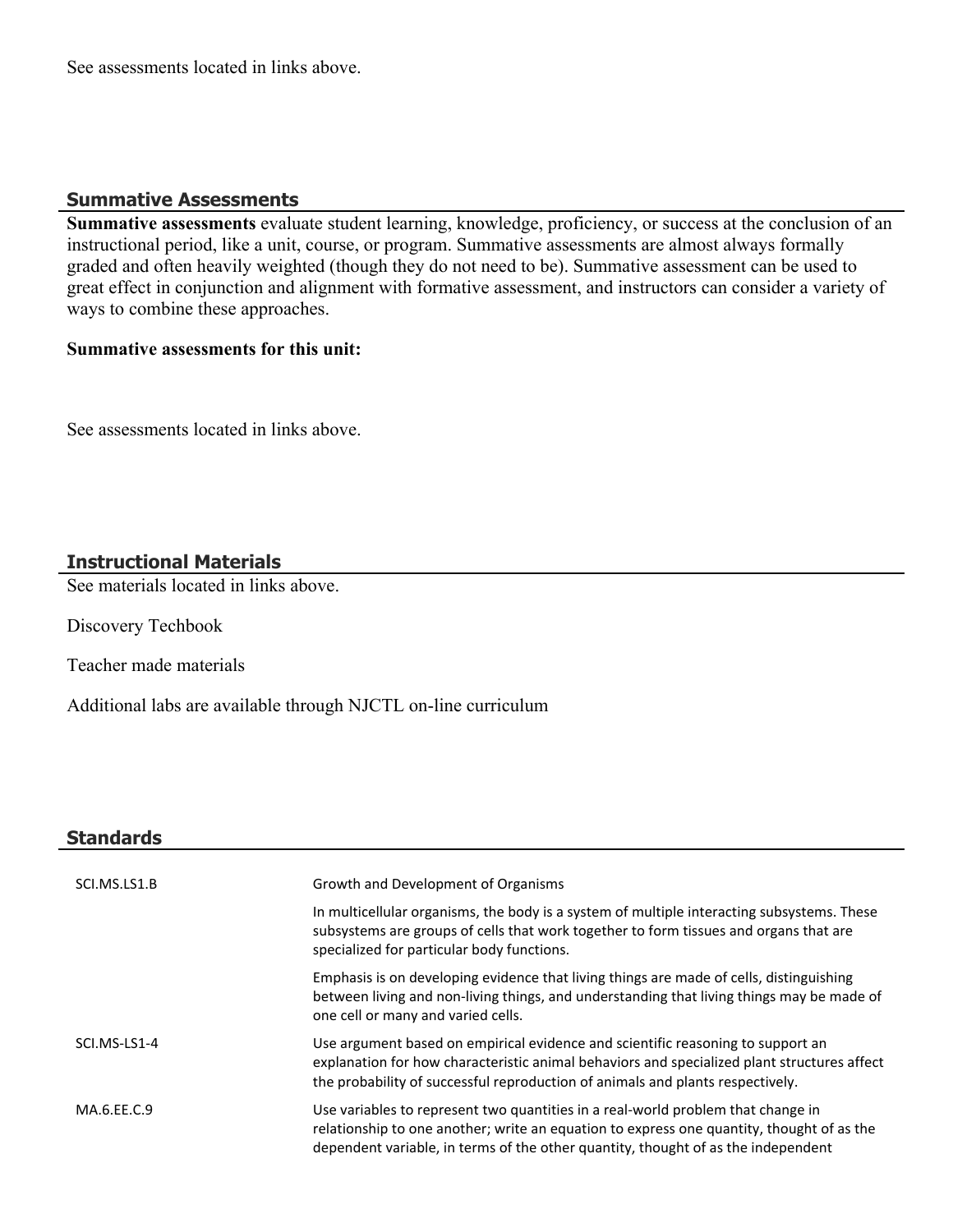See assessments located in links above.

## Summative Assessments

**Summative assessments** evaluate student learning, knowledge, proficiency, or success at the conclusion of an instructional period, like a unit, course, or program. Summative assessments are almost always formally graded and often heavily weighted (though they do not need to be). Summative assessment can be used to great effect in conjunction and alignment with formative assessment, and instructors can consider a variety of ways to combine these approaches.

**Summative assessments for this unit:**

See assessments located in links above.

## Instructional Materials

See materials located in links above.

Discovery Techbook

Teacher made materials

Additional labs are available through NJCTL on-line curriculum

## Standards

| | |
|---|---|
| SCI.MS.LS1.B | Growth and Development of Organisms |
| | In multicellular organisms, the body is a system of multiple interacting subsystems. These subsystems are groups of cells that work together to form tissues and organs that are specialized for particular body functions. |
| | Emphasis is on developing evidence that living things are made of cells, distinguishing between living and non-living things, and understanding that living things may be made of one cell or many and varied cells. |
| SCI.MS-LS1-4 | Use argument based on empirical evidence and scientific reasoning to support an explanation for how characteristic animal behaviors and specialized plant structures affect the probability of successful reproduction of animals and plants respectively. |
| MA.6.EE.C.9 | Use variables to represent two quantities in a real-world problem that change in relationship to one another; write an equation to express one quantity, thought of as the dependent variable, in terms of the other quantity, thought of as the independent |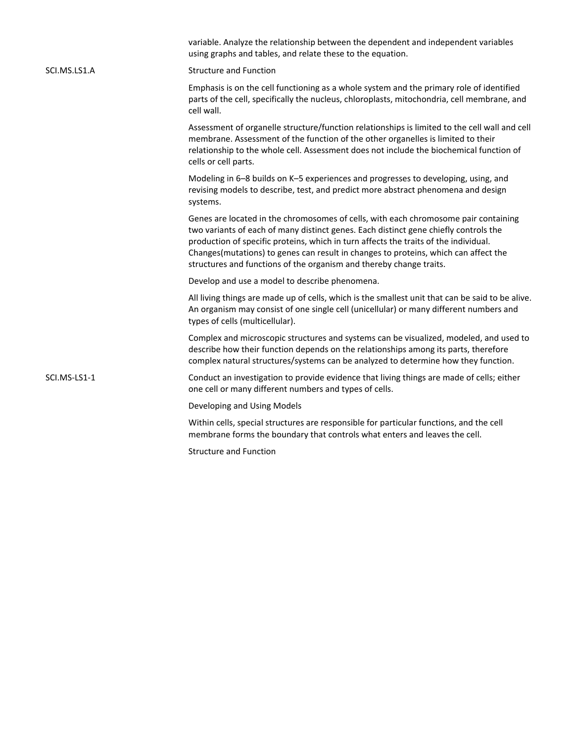| | |
|---|---|
| | variable. Analyze the relationship between the dependent and independent variables using graphs and tables, and relate these to the equation. |
| SCI.MS.LS1.A | Structure and Function |
| | Emphasis is on the cell functioning as a whole system and the primary role of identified parts of the cell, specifically the nucleus, chloroplasts, mitochondria, cell membrane, and cell wall. |
| | Assessment of organelle structure/function relationships is limited to the cell wall and cell membrane. Assessment of the function of the other organelles is limited to their relationship to the whole cell. Assessment does not include the biochemical function of cells or cell parts. |
| | Modeling in 6–8 builds on K–5 experiences and progresses to developing, using, and revising models to describe, test, and predict more abstract phenomena and design systems. |
| | Genes are located in the chromosomes of cells, with each chromosome pair containing two variants of each of many distinct genes. Each distinct gene chiefly controls the production of specific proteins, which in turn affects the traits of the individual. Changes(mutations) to genes can result in changes to proteins, which can affect the structures and functions of the organism and thereby change traits. |
| | Develop and use a model to describe phenomena. |
| | All living things are made up of cells, which is the smallest unit that can be said to be alive. An organism may consist of one single cell (unicellular) or many different numbers and types of cells (multicellular). |
| | Complex and microscopic structures and systems can be visualized, modeled, and used to describe how their function depends on the relationships among its parts, therefore complex natural structures/systems can be analyzed to determine how they function. |
| SCI.MS-LS1-1 | Conduct an investigation to provide evidence that living things are made of cells; either one cell or many different numbers and types of cells. |
| | Developing and Using Models |
| | Within cells, special structures are responsible for particular functions, and the cell membrane forms the boundary that controls what enters and leaves the cell. |
| | Structure and Function |